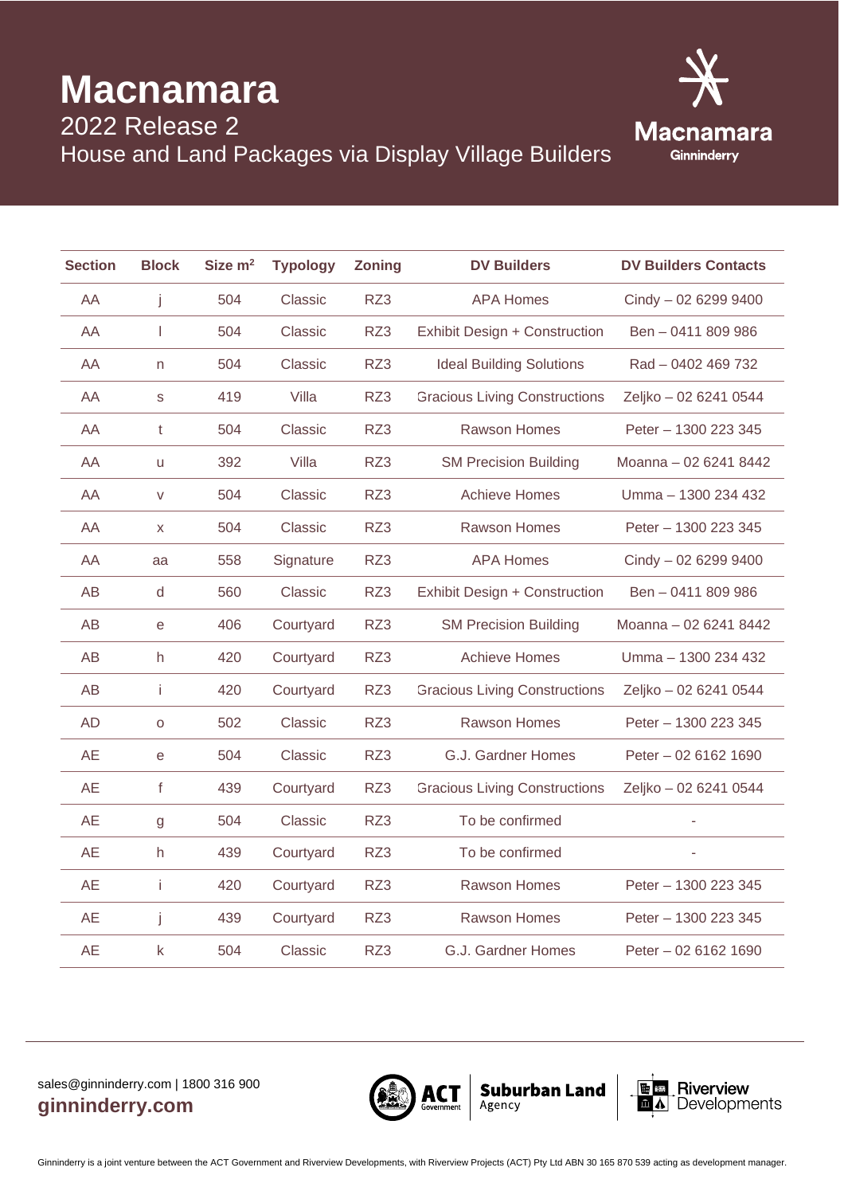# Macnamara

2022 Release 2

House and Land Packages via Display Village Builders

| Section | Block | Size m² | Typology | Zoning | DV Builders | DV Builders Contacts |
|---|---|---|---|---|---|---|
| AA | j | 504 | Classic | RZ3 | APA Homes | Cindy – 02 6299 9400 |
| AA | l | 504 | Classic | RZ3 | Exhibit Design + Construction | Ben – 0411 809 986 |
| AA | n | 504 | Classic | RZ3 | Ideal Building Solutions | Rad – 0402 469 732 |
| AA | s | 419 | Villa | RZ3 | Gracious Living Constructions | Zeljko – 02 6241 0544 |
| AA | t | 504 | Classic | RZ3 | Rawson Homes | Peter – 1300 223 345 |
| AA | u | 392 | Villa | RZ3 | SM Precision Building | Moanna – 02 6241 8442 |
| AA | v | 504 | Classic | RZ3 | Achieve Homes | Umma – 1300 234 432 |
| AA | x | 504 | Classic | RZ3 | Rawson Homes | Peter – 1300 223 345 |
| AA | aa | 558 | Signature | RZ3 | APA Homes | Cindy – 02 6299 9400 |
| AB | d | 560 | Classic | RZ3 | Exhibit Design + Construction | Ben – 0411 809 986 |
| AB | e | 406 | Courtyard | RZ3 | SM Precision Building | Moanna – 02 6241 8442 |
| AB | h | 420 | Courtyard | RZ3 | Achieve Homes | Umma – 1300 234 432 |
| AB | i | 420 | Courtyard | RZ3 | Gracious Living Constructions | Zeljko – 02 6241 0544 |
| AD | o | 502 | Classic | RZ3 | Rawson Homes | Peter – 1300 223 345 |
| AE | e | 504 | Classic | RZ3 | G.J. Gardner Homes | Peter – 02 6162 1690 |
| AE | f | 439 | Courtyard | RZ3 | Gracious Living Constructions | Zeljko – 02 6241 0544 |
| AE | g | 504 | Classic | RZ3 | To be confirmed | - |
| AE | h | 439 | Courtyard | RZ3 | To be confirmed | - |
| AE | i | 420 | Courtyard | RZ3 | Rawson Homes | Peter – 1300 223 345 |
| AE | j | 439 | Courtyard | RZ3 | Rawson Homes | Peter – 1300 223 345 |
| AE | k | 504 | Classic | RZ3 | G.J. Gardner Homes | Peter – 02 6162 1690 |

sales@ginninderry.com | 1800 316 900

**ginninderry.com**

Ginninderry is a joint venture between the ACT Government and Riverview Developments, with Riverview Projects (ACT) Pty Ltd ABN 30 165 870 539 acting as development manager.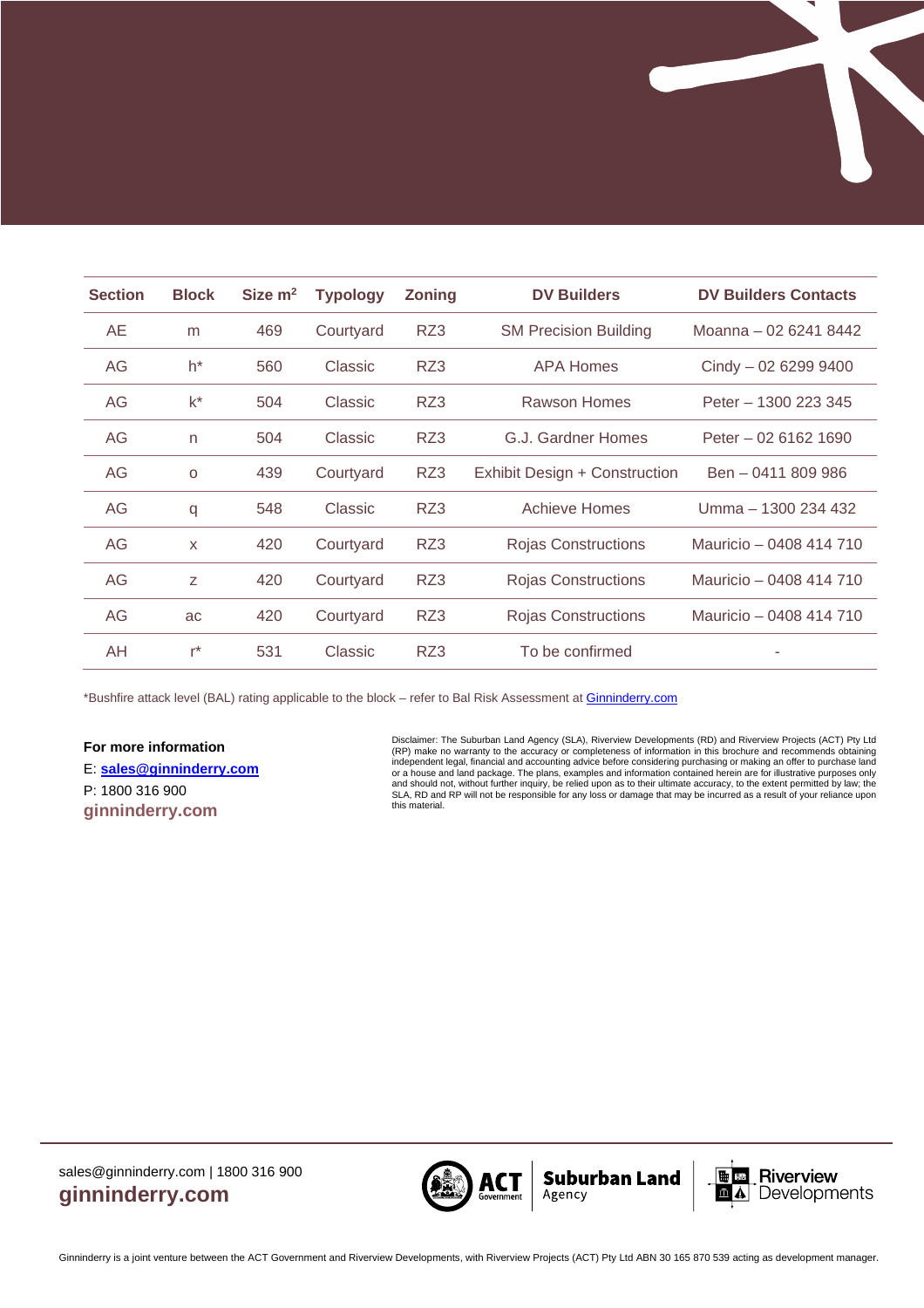| Section | Block | Size $m^2$ | Typology | Zoning | DV Builders | DV Builders Contacts |
|---|---|---|---|---|---|---|
| AE | m | 469 | Courtyard | RZ3 | SM Precision Building | Moanna – 02 6241 8442 |
| AG | h* | 560 | Classic | RZ3 | APA Homes | Cindy – 02 6299 9400 |
| AG | k* | 504 | Classic | RZ3 | Rawson Homes | Peter – 1300 223 345 |
| AG | n | 504 | Classic | RZ3 | G.J. Gardner Homes | Peter – 02 6162 1690 |
| AG | o | 439 | Courtyard | RZ3 | Exhibit Design + Construction | Ben – 0411 809 986 |
| AG | q | 548 | Classic | RZ3 | Achieve Homes | Umma – 1300 234 432 |
| AG | x | 420 | Courtyard | RZ3 | Rojas Constructions | Mauricio – 0408 414 710 |
| AG | z | 420 | Courtyard | RZ3 | Rojas Constructions | Mauricio – 0408 414 710 |
| AG | ac | 420 | Courtyard | RZ3 | Rojas Constructions | Mauricio – 0408 414 710 |
| AH | r* | 531 | Classic | RZ3 | To be confirmed | - |

*Bushfire attack level (BAL) rating applicable to the block – refer to Bal Risk Assessment at Ginninderry.com

**For more information**

E: **sales@ginninderry.com**

P: 1800 316 900

**ginninderry.com**

Disclaimer: The Suburban Land Agency (SLA), Riverview Developments (RD) and Riverview Projects (ACT) Pty Ltd (RP) make no warranty to the accuracy or completeness of information in this brochure and recommends obtaining independent legal, financial and accounting advice before considering purchasing or making an offer to purchase land or a house and land package. The plans, examples and information contained herein are for illustrative purposes only and should not, without further inquiry, be relied upon as to their ultimate accuracy, to the extent permitted by law; the SLA, RD and RP will not be responsible for any loss or damage that may be incurred as a result of your reliance upon this material.

sales@ginninderry.com | 1800 316 900

**ginninderry.com**

ACT Government | Suburban Land Agency | Riverview Developments

Ginninderry is a joint venture between the ACT Government and Riverview Developments, with Riverview Projects (ACT) Pty Ltd ABN 30 165 870 539 acting as development manager.